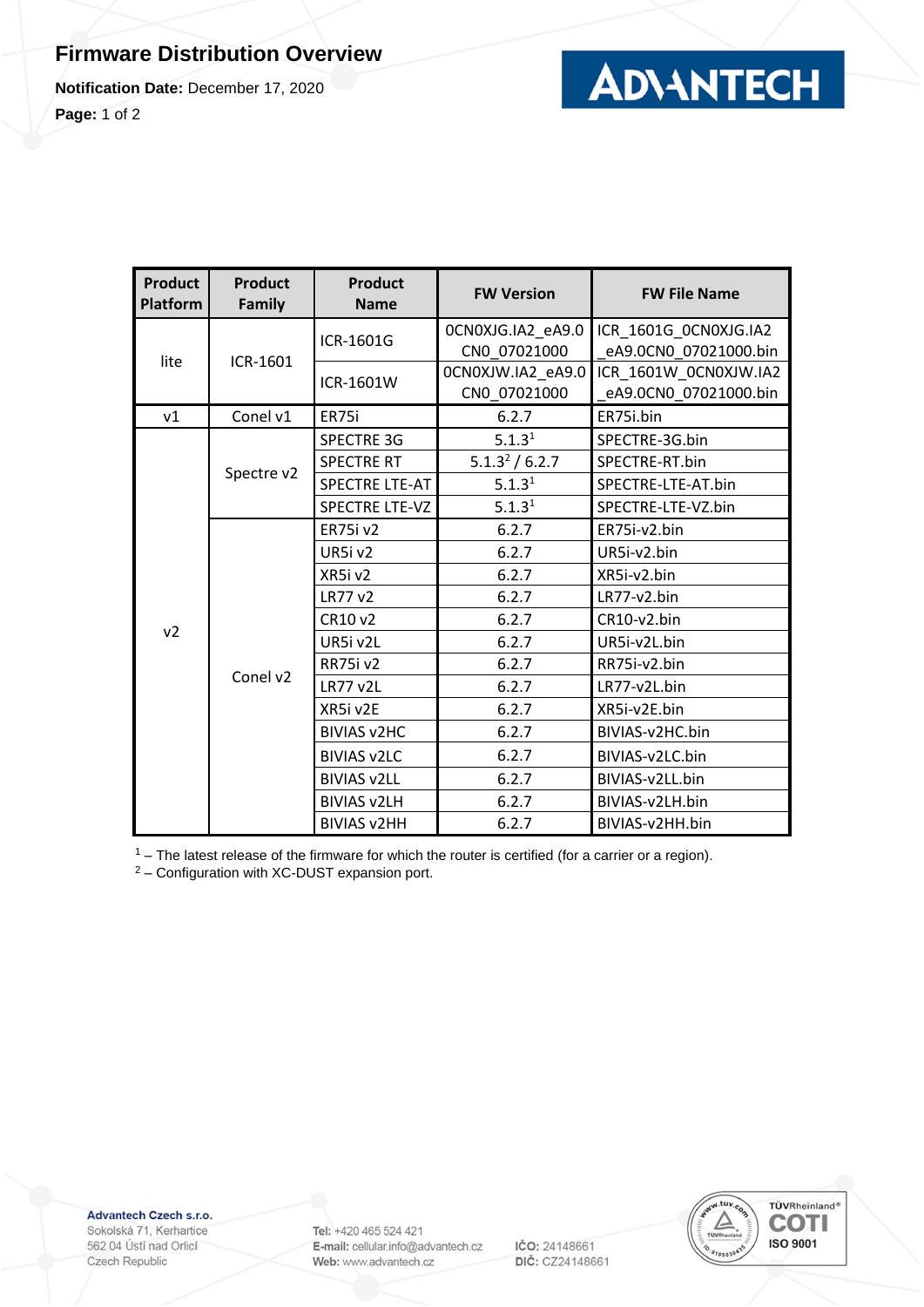# Firmware Distribution Overview

**Notification Date:** December 17, 2020

| Product Platform | Product Family | Product Name | FW Version | FW File Name |
|---|---|---|---|---|
| lite | ICR-1601 | ICR-1601G | 0CN0XJG.IA2_eA9.0CN0_07021000 | ICR_1601G_0CN0XJG.IA2_eA9.0CN0_07021000.bin |
| | | ICR-1601W | 0CN0XJW.IA2_eA9.0CN0_07021000 | ICR_1601W_0CN0XJW.IA2_eA9.0CN0_07021000.bin |
| v1 | Conel v1 | ER75i | 6.2.7 | ER75i.bin |
| v2 | Spectre v2 | SPECTRE 3G | 5.1.3[1] | SPECTRE-3G.bin |
| | | SPECTRE RT | 5.1.3[2] / 6.2.7 | SPECTRE-RT.bin |
| | | SPECTRE LTE-AT | 5.1.3[1] | SPECTRE-LTE-AT.bin |
| | | SPECTRE LTE-VZ | 5.1.3[1] | SPECTRE-LTE-VZ.bin |
| | Conel v2 | ER75i v2 | 6.2.7 | ER75i-v2.bin |
| | | UR5i v2 | 6.2.7 | UR5i-v2.bin |
| | | XR5i v2 | 6.2.7 | XR5i-v2.bin |
| | | LR77 v2 | 6.2.7 | LR77-v2.bin |
| | | CR10 v2 | 6.2.7 | CR10-v2.bin |
| | | UR5i v2L | 6.2.7 | UR5i-v2L.bin |
| | | RR75i v2 | 6.2.7 | RR75i-v2.bin |
| | | LR77 v2L | 6.2.7 | LR77-v2L.bin |
| | | XR5i v2E | 6.2.7 | XR5i-v2E.bin |
| | | BIVIAS v2HC | 6.2.7 | BIVIAS-v2HC.bin |
| | | BIVIAS v2LC | 6.2.7 | BIVIAS-v2LC.bin |
| | | BIVIAS v2LL | 6.2.7 | BIVIAS-v2LL.bin |
| | | BIVIAS v2LH | 6.2.7 | BIVIAS-v2LH.bin |
| | | BIVIAS v2HH | 6.2.7 | BIVIAS-v2HH.bin |

[1] – The latest release of the firmware for which the router is certified (for a carrier or a region).
[2] – Configuration with XC-DUST expansion port.

**Advantech Czech s.r.o.**
Sokolská 71, Kerhartice
562 04 Ústí nad Orlicí
Czech Republic

**Tel:** +420 465 524 421
**E-mail:** cellular.info@advantech.cz
**Web:** www.advantech.cz

**IČO:** 24148661
**DIČ:** CZ24148661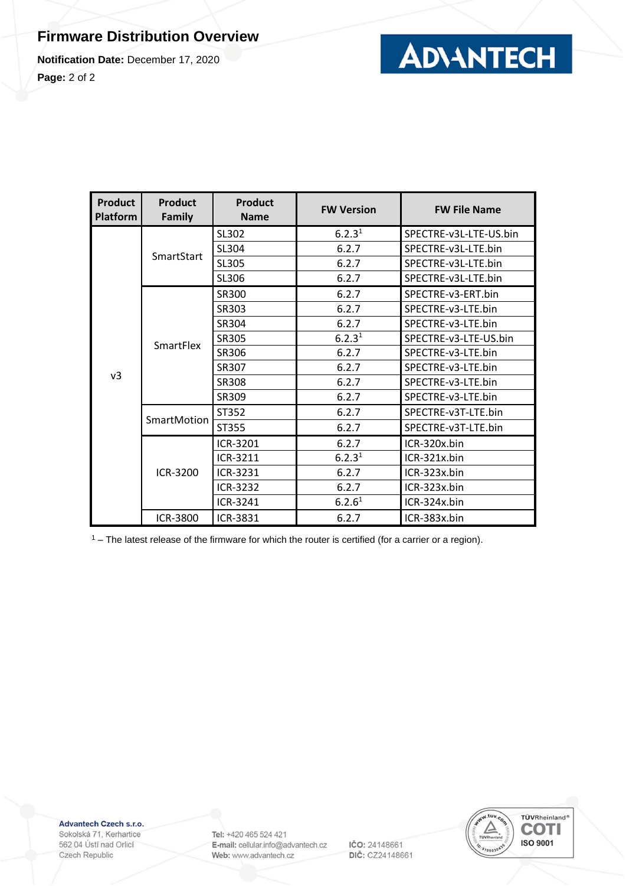| Product Platform | Product Family | Product Name | FW Version | FW File Name |
|---|---|---|---|---|
| v3 | SmartStart | SL302 | 6.2.3[1] | SPECTRE-v3L-LTE-US.bin |
| | | SL304 | 6.2.7 | SPECTRE-v3L-LTE.bin |
| | | SL305 | 6.2.7 | SPECTRE-v3L-LTE.bin |
| | | SL306 | 6.2.7 | SPECTRE-v3L-LTE.bin |
| | SmartFlex | SR300 | 6.2.7 | SPECTRE-v3-ERT.bin |
| | | SR303 | 6.2.7 | SPECTRE-v3-LTE.bin |
| | | SR304 | 6.2.7 | SPECTRE-v3-LTE.bin |
| | | SR305 | 6.2.3[1] | SPECTRE-v3-LTE-US.bin |
| | | SR306 | 6.2.7 | SPECTRE-v3-LTE.bin |
| | | SR307 | 6.2.7 | SPECTRE-v3-LTE.bin |
| | | SR308 | 6.2.7 | SPECTRE-v3-LTE.bin |
| | | SR309 | 6.2.7 | SPECTRE-v3-LTE.bin |
| | SmartMotion | ST352 | 6.2.7 | SPECTRE-v3T-LTE.bin |
| | | ST355 | 6.2.7 | SPECTRE-v3T-LTE.bin |
| | ICR-3200 | ICR-3201 | 6.2.7 | ICR-320x.bin |
| | | ICR-3211 | 6.2.3[1] | ICR-321x.bin |
| | | ICR-3231 | 6.2.7 | ICR-323x.bin |
| | | ICR-3232 | 6.2.7 | ICR-323x.bin |
| | | ICR-3241 | 6.2.6[1] | ICR-324x.bin |
| | ICR-3800 | ICR-3831 | 6.2.7 | ICR-383x.bin |

[1] – The latest release of the firmware for which the router is certified (for a carrier or a region).